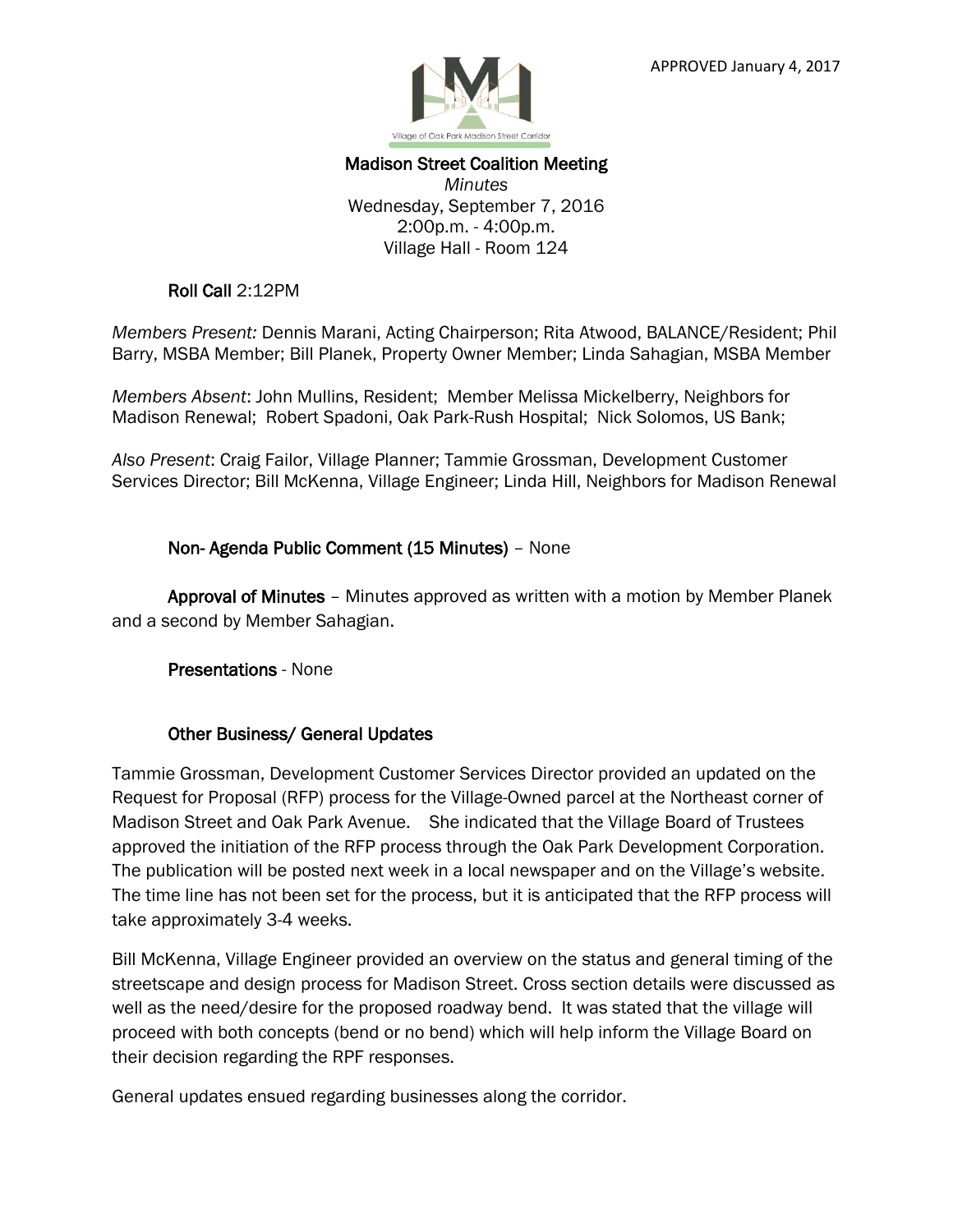APPROVED January 4, 2017

Village of Oak Park Madison Street Corridor

# Madison Street Coalition Meeting

*Minutes*
Wednesday, September 7, 2016
2:00p.m. - 4:00p.m.
Village Hall - Room 124

**Roll Call** 2:12PM

*Members Present:* Dennis Marani, Acting Chairperson; Rita Atwood, BALANCE/Resident; Phil Barry, MSBA Member; Bill Planek, Property Owner Member; Linda Sahagian, MSBA Member

*Members Absent*: John Mullins, Resident; Member Melissa Mickelberry, Neighbors for Madison Renewal; Robert Spadoni, Oak Park-Rush Hospital; Nick Solomos, US Bank;

*Also Present*: Craig Failor, Village Planner; Tammie Grossman, Development Customer Services Director; Bill McKenna, Village Engineer; Linda Hill, Neighbors for Madison Renewal

**Non- Agenda Public Comment (15 Minutes)** – None

**Approval of Minutes** – Minutes approved as written with a motion by Member Planek and a second by Member Sahagian.

**Presentations** - None

**Other Business/ General Updates**

Tammie Grossman, Development Customer Services Director provided an updated on the Request for Proposal (RFP) process for the Village-Owned parcel at the Northeast corner of Madison Street and Oak Park Avenue. She indicated that the Village Board of Trustees approved the initiation of the RFP process through the Oak Park Development Corporation. The publication will be posted next week in a local newspaper and on the Village's website. The time line has not been set for the process, but it is anticipated that the RFP process will take approximately 3-4 weeks.

Bill McKenna, Village Engineer provided an overview on the status and general timing of the streetscape and design process for Madison Street. Cross section details were discussed as well as the need/desire for the proposed roadway bend. It was stated that the village will proceed with both concepts (bend or no bend) which will help inform the Village Board on their decision regarding the RPF responses.

General updates ensued regarding businesses along the corridor.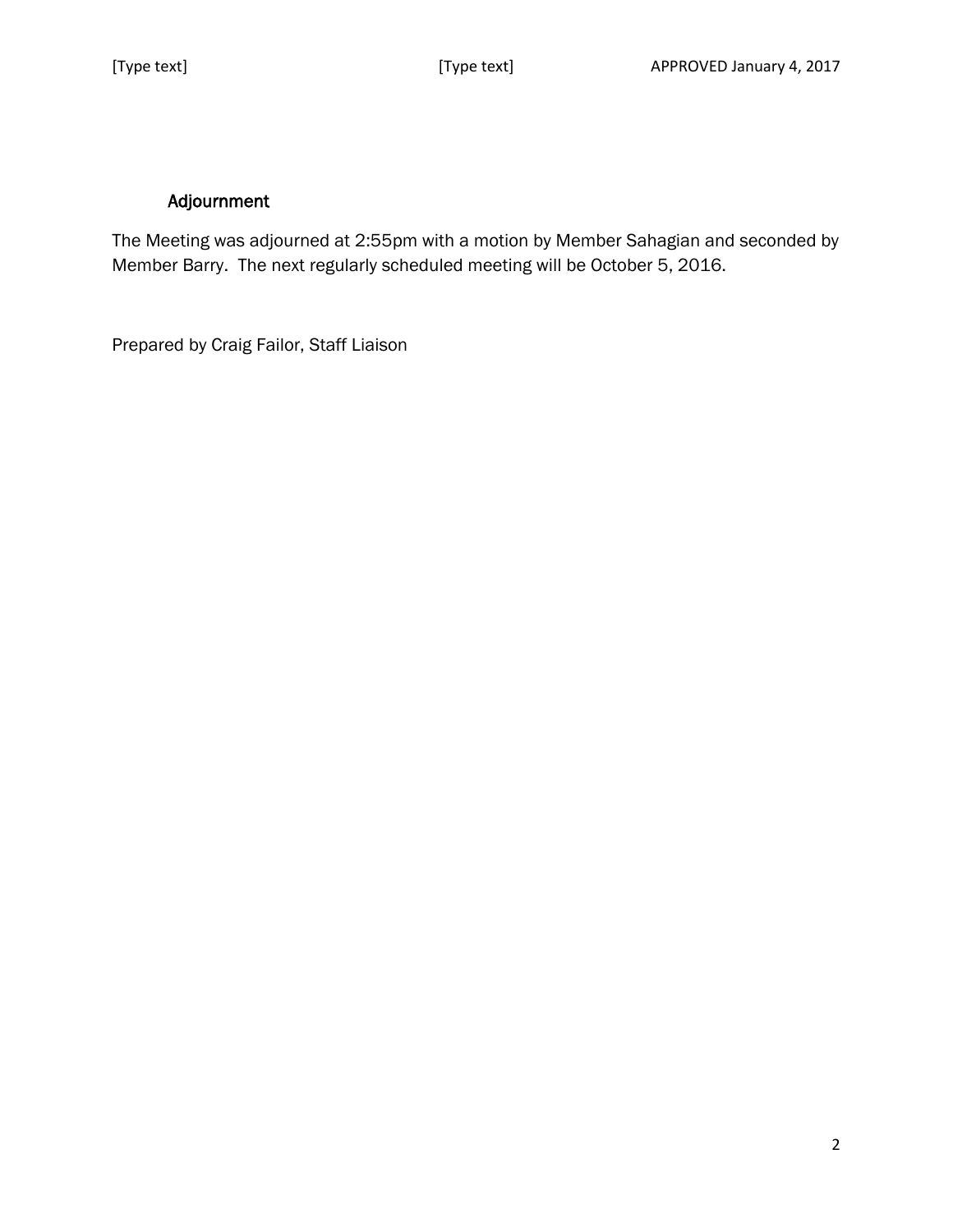## Adjournment

The Meeting was adjourned at 2:55pm with a motion by Member Sahagian and seconded by Member Barry. The next regularly scheduled meeting will be October 5, 2016.

Prepared by Craig Failor, Staff Liaison